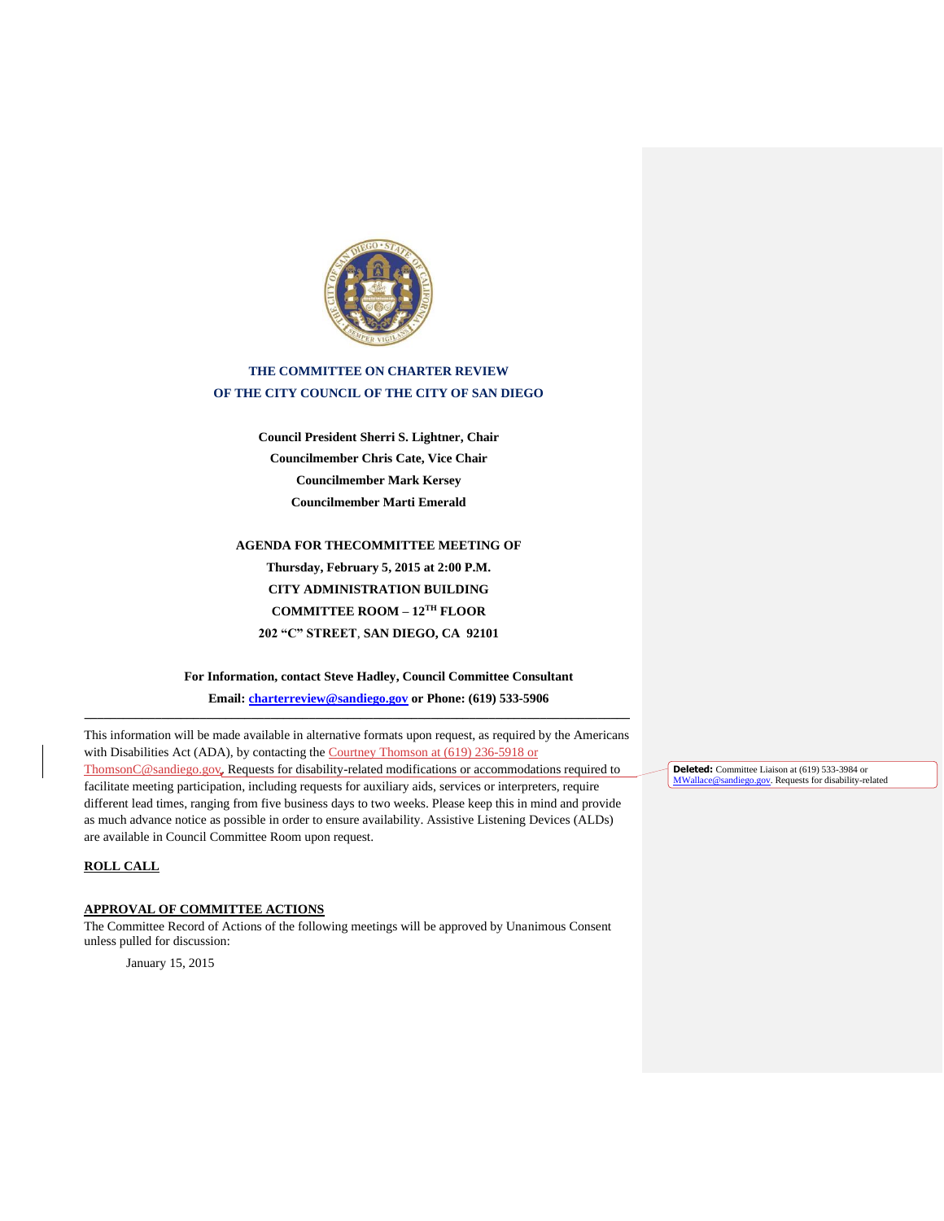**THE COMMITTEE ON CHARTER REVIEW**
**OF THE CITY COUNCIL OF THE CITY OF SAN DIEGO**

**Council President Sherri S. Lightner, Chair**
**Councilmember Chris Cate, Vice Chair**
**Councilmember Mark Kersey**
**Councilmember Marti Emerald**

**AGENDA FOR THECOMMITTEE MEETING OF**
**Thursday, February 5, 2015 at 2:00 P.M.**
**CITY ADMINISTRATION BUILDING**
**COMMITTEE ROOM – 12TH FLOOR**
**202 "C" STREET, SAN DIEGO, CA 92101**

**For Information, contact Steve Hadley, Council Committee Consultant**
**Email: charterreview@sandiego.gov or Phone: (619) 533-5906**

---

This information will be made available in alternative formats upon request, as required by the Americans with Disabilities Act (ADA), by contacting the Courtney Thomson at (619) 236-5918 or ThomsonC@sandiego.gov. Requests for disability-related modifications or accommodations required to facilitate meeting participation, including requests for auxiliary aids, services or interpreters, require different lead times, ranging from five business days to two weeks. Please keep this in mind and provide as much advance notice as possible in order to ensure availability. Assistive Listening Devices (ALDs) are available in Council Committee Room upon request.

**Deleted:** Committee Liaison at (619) 533-3984 or MWallace@sandiego.gov. Requests for disability-related

## ROLL CALL

## APPROVAL OF COMMITTEE ACTIONS

The Committee Record of Actions of the following meetings will be approved by Unanimous Consent unless pulled for discussion:

January 15, 2015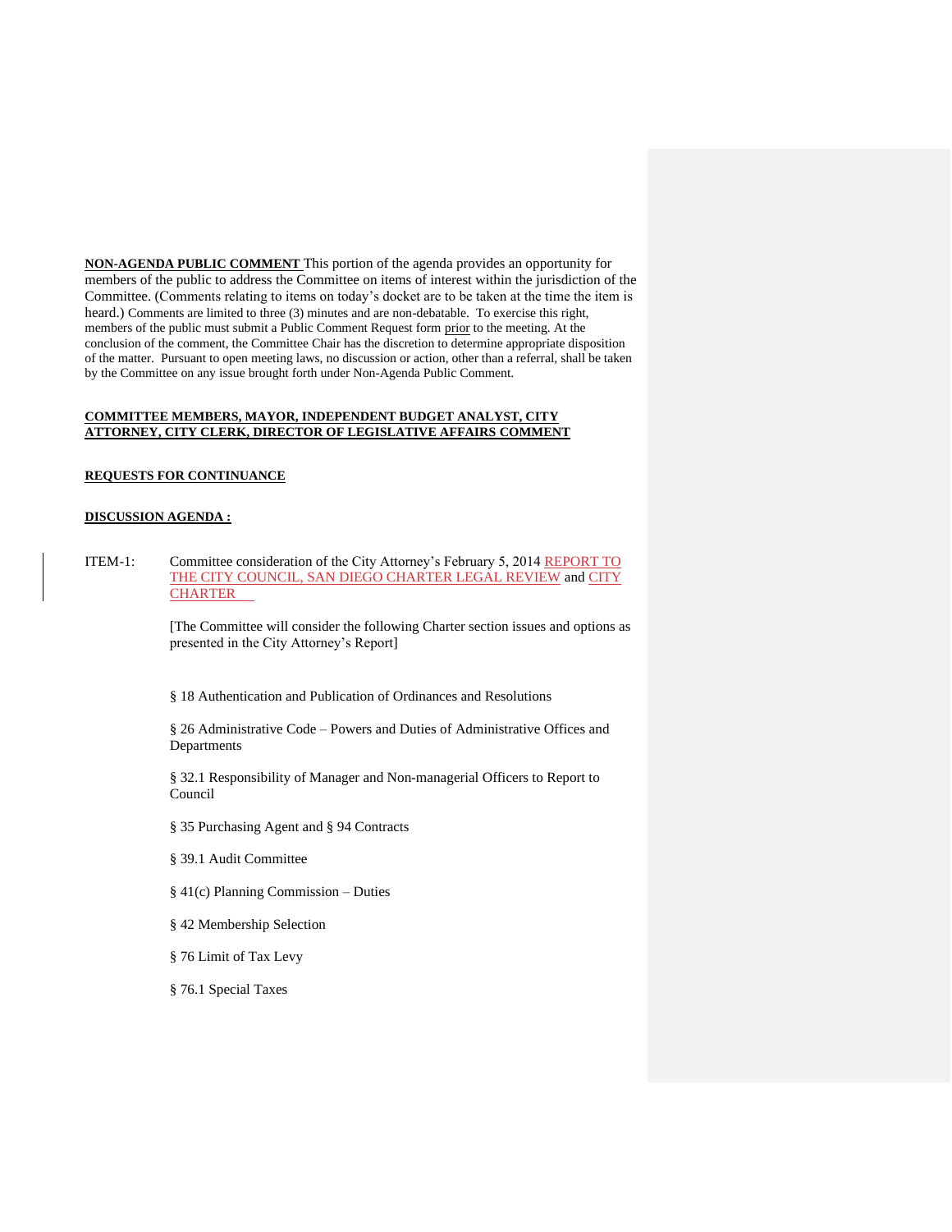**NON-AGENDA PUBLIC COMMENT** This portion of the agenda provides an opportunity for members of the public to address the Committee on items of interest within the jurisdiction of the Committee. (Comments relating to items on today's docket are to be taken at the time the item is heard.) Comments are limited to three (3) minutes and are non-debatable. To exercise this right, members of the public must submit a Public Comment Request form prior to the meeting. At the conclusion of the comment, the Committee Chair has the discretion to determine appropriate disposition of the matter. Pursuant to open meeting laws, no discussion or action, other than a referral, shall be taken by the Committee on any issue brought forth under Non-Agenda Public Comment.

**COMMITTEE MEMBERS, MAYOR, INDEPENDENT BUDGET ANALYST, CITY ATTORNEY, CITY CLERK, DIRECTOR OF LEGISLATIVE AFFAIRS COMMENT**

**REQUESTS FOR CONTINUANCE**

**DISCUSSION AGENDA :**

ITEM-1: Committee consideration of the City Attorney's February 5, 2014 REPORT TO THE CITY COUNCIL, SAN DIEGO CHARTER LEGAL REVIEW and CITY CHARTER

[The Committee will consider the following Charter section issues and options as presented in the City Attorney's Report]

§ 18 Authentication and Publication of Ordinances and Resolutions

§ 26 Administrative Code – Powers and Duties of Administrative Offices and Departments

§ 32.1 Responsibility of Manager and Non-managerial Officers to Report to Council

§ 35 Purchasing Agent and § 94 Contracts

§ 39.1 Audit Committee

§ 41(c) Planning Commission – Duties

§ 42 Membership Selection

§ 76 Limit of Tax Levy

§ 76.1 Special Taxes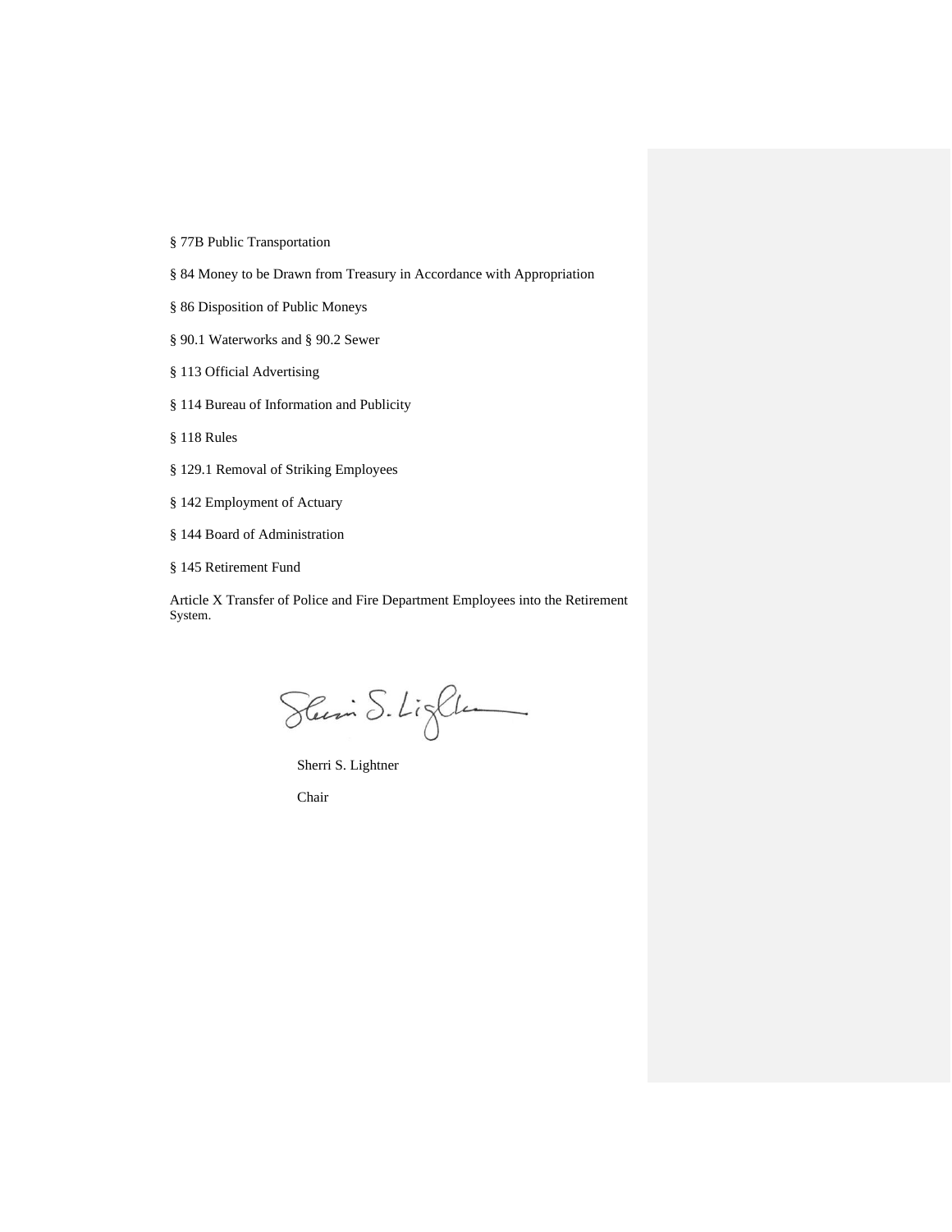§ 77B Public Transportation

§ 84 Money to be Drawn from Treasury in Accordance with Appropriation

§ 86 Disposition of Public Moneys

§ 90.1 Waterworks and § 90.2 Sewer

§ 113 Official Advertising

§ 114 Bureau of Information and Publicity

§ 118 Rules

§ 129.1 Removal of Striking Employees

§ 142 Employment of Actuary

§ 144 Board of Administration

§ 145 Retirement Fund

Article X Transfer of Police and Fire Department Employees into the Retirement System.

Sherri S. Lightner

Chair